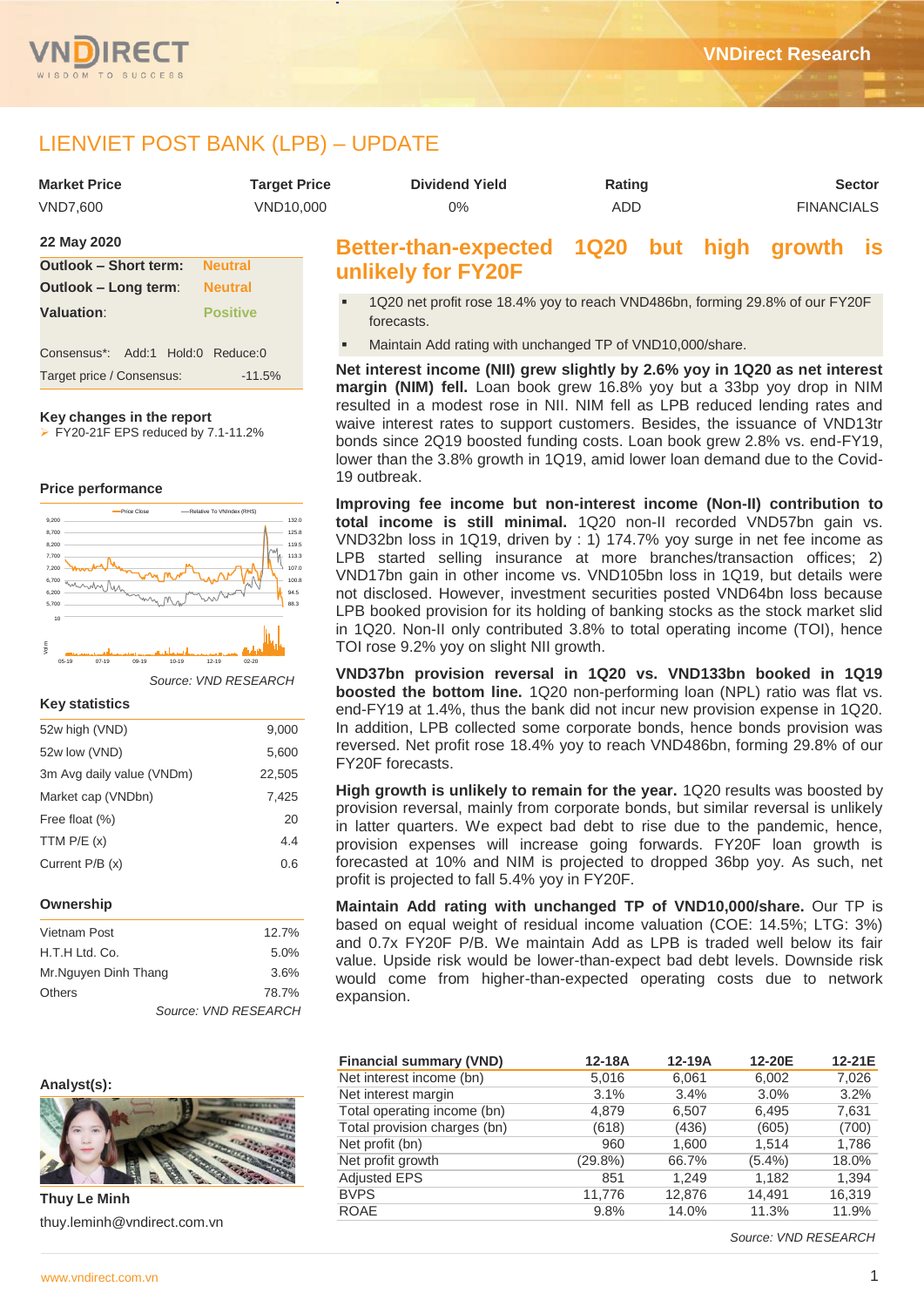# LIENVIET POST BANK (LPB) – UPDATE

| Market Price | Target Price | Dividend Yield | Rating | Sector |
|---|---|---|---|---|
| VND7,600 | VND10,000 | 0% | ADD | FINANCIALS |

**22 May 2020**

| | |
|---|---|
| **Outlook – Short term:** | Neutral |
| **Outlook – Long term:** | Neutral |
| **Valuation:** | Positive |

Consensus*: Add:1 Hold:0 Reduce:0

Target price / Consensus: -11.5%

**Key changes in the report**

- FY20-21F EPS reduced by 7.1-11.2%

**Price performance**

Source: VND RESEARCH

**Key statistics**

| | |
|---|---|
| 52w high (VND) | 9,000 |
| 52w low (VND) | 5,600 |
| 3m Avg daily value (VNDm) | 22,505 |
| Market cap (VNDbn) | 7,425 |
| Free float (%) | 20 |
| TTM P/E (x) | 4.4 |
| Current P/B (x) | 0.6 |

**Ownership**

| | |
|---|---|
| Vietnam Post | 12.7% |
| H.T.H Ltd. Co. | 5.0% |
| Mr.Nguyen Dinh Thang | 3.6% |
| Others | 78.7% |

Source: VND RESEARCH

**Analyst(s):**

**Thuy Le Minh**

thuy.leminh@vndirect.com.vn

## Better-than-expected 1Q20 but high growth is unlikely for FY20F

- 1Q20 net profit rose 18.4% yoy to reach VND486bn, forming 29.8% of our FY20F forecasts.
- Maintain Add rating with unchanged TP of VND10,000/share.

**Net interest income (NII) grew slightly by 2.6% yoy in 1Q20 as net interest margin (NIM) fell.** Loan book grew 16.8% yoy but a 33bp yoy drop in NIM resulted in a modest rose in NII. NIM fell as LPB reduced lending rates and waive interest rates to support customers. Besides, the issuance of VND13tr bonds since 2Q19 boosted funding costs. Loan book grew 2.8% vs. end-FY19, lower than the 3.8% growth in 1Q19, amid lower loan demand due to the Covid-19 outbreak.

**Improving fee income but non-interest income (Non-II) contribution to total income is still minimal.** 1Q20 non-II recorded VND57bn gain vs. VND32bn loss in 1Q19, driven by : 1) 174.7% yoy surge in net fee income as LPB started selling insurance at more branches/transaction offices; 2) VND17bn gain in other income vs. VND105bn loss in 1Q19, but details were not disclosed. However, investment securities posted VND64bn loss because LPB booked provision for its holding of banking stocks as the stock market slid in 1Q20. Non-II only contributed 3.8% to total operating income (TOI), hence TOI rose 9.2% yoy on slight NII growth.

**VND37bn provision reversal in 1Q20 vs. VND133bn booked in 1Q19 boosted the bottom line.** 1Q20 non-performing loan (NPL) ratio was flat vs. end-FY19 at 1.4%, thus the bank did not incur new provision expense in 1Q20. In addition, LPB collected some corporate bonds, hence bonds provision was reversed. Net profit rose 18.4% yoy to reach VND486bn, forming 29.8% of our FY20F forecasts.

**High growth is unlikely to remain for the year.** 1Q20 results was boosted by provision reversal, mainly from corporate bonds, but similar reversal is unlikely in latter quarters. We expect bad debt to rise due to the pandemic, hence, provision expenses will increase going forwards. FY20F loan growth is forecasted at 10% and NIM is projected to dropped 36bp yoy. As such, net profit is projected to fall 5.4% yoy in FY20F.

**Maintain Add rating with unchanged TP of VND10,000/share.** Our TP is based on equal weight of residual income valuation (COE: 14.5%; LTG: 3%) and 0.7x FY20F P/B. We maintain Add as LPB is traded well below its fair value. Upside risk would be lower-than-expect bad debt levels. Downside risk would come from higher-than-expected operating costs due to network expansion.

| Financial summary (VND) | 12-18A | 12-19A | 12-20E | 12-21E |
|---|---|---|---|---|
| Net interest income (bn) | 5,016 | 6,061 | 6,002 | 7,026 |
| Net interest margin | 3.1% | 3.4% | 3.0% | 3.2% |
| Total operating income (bn) | 4,879 | 6,507 | 6,495 | 7,631 |
| Total provision charges (bn) | (618) | (436) | (605) | (700) |
| Net profit (bn) | 960 | 1,600 | 1,514 | 1,786 |
| Net profit growth | (29.8%) | 66.7% | (5.4%) | 18.0% |
| Adjusted EPS | 851 | 1,249 | 1,182 | 1,394 |
| BVPS | 11,776 | 12,876 | 14,491 | 16,319 |
| ROAE | 9.8% | 14.0% | 11.3% | 11.9% |

Source: VND RESEARCH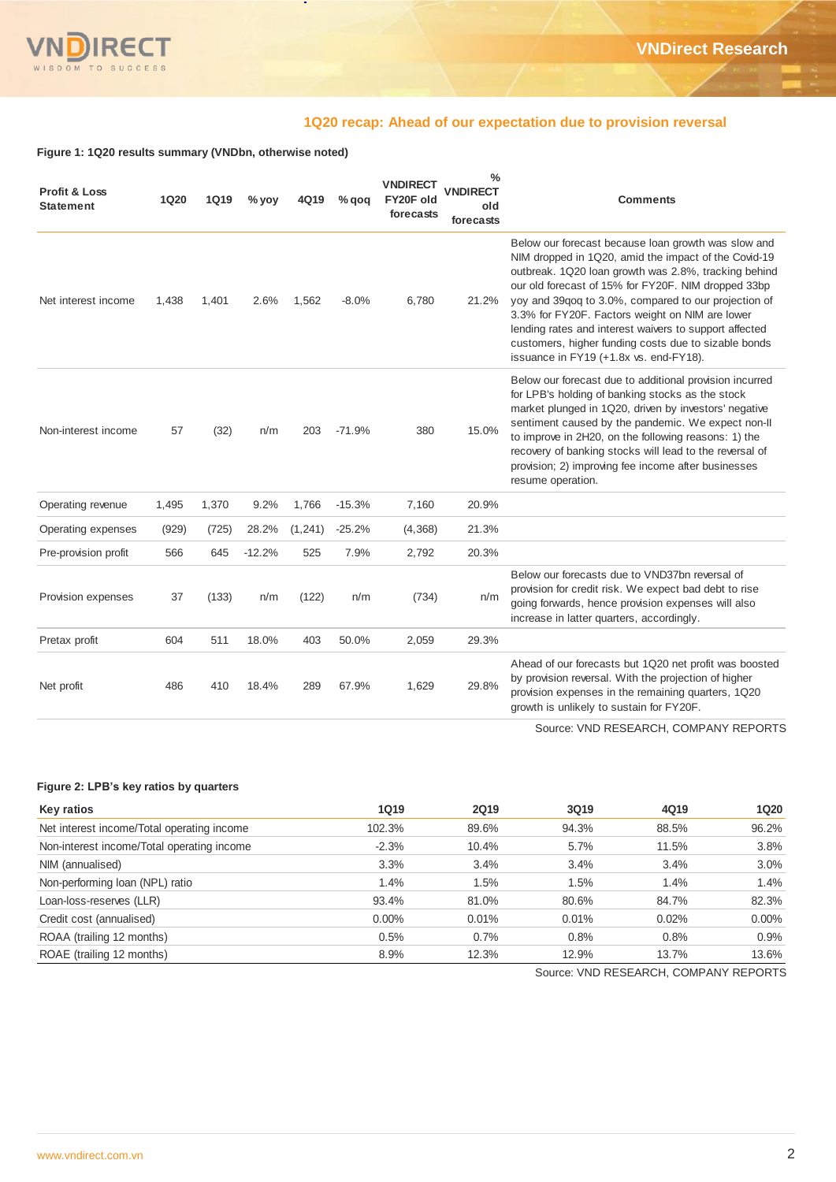## 1Q20 recap: Ahead of our expectation due to provision reversal

**Figure 1: 1Q20 results summary (VNDbn, otherwise noted)**

| Profit & Loss Statement | 1Q20 | 1Q19 | % yoy | 4Q19 | % qoq | VNDIRECT FY20F old forecasts | % VNDIRECT old forecasts | Comments |
|---|---|---|---|---|---|---|---|---|
| Net interest income | 1,438 | 1,401 | 2.6% | 1,562 | -8.0% | 6,780 | 21.2% | Below our forecast because loan growth was slow and NIM dropped in 1Q20, amid the impact of the Covid-19 outbreak. 1Q20 loan growth was 2.8%, tracking behind our old forecast of 15% for FY20F. NIM dropped 33bp yoy and 39qoq to 3.0%, compared to our projection of 3.3% for FY20F. Factors weight on NIM are lower lending rates and interest waivers to support affected customers, higher funding costs due to sizable bonds issuance in FY19 (+1.8x vs. end-FY18). |
| Non-interest income | 57 | (32) | n/m | 203 | -71.9% | 380 | 15.0% | Below our forecast due to additional provision incurred for LPB's holding of banking stocks as the stock market plunged in 1Q20, driven by investors' negative sentiment caused by the pandemic. We expect non-II to improve in 2H20, on the following reasons: 1) the recovery of banking stocks will lead to the reversal of provision; 2) improving fee income after businesses resume operation. |
| Operating revenue | 1,495 | 1,370 | 9.2% | 1,766 | -15.3% | 7,160 | 20.9% | |
| Operating expenses | (929) | (725) | 28.2% | (1,241) | -25.2% | (4,368) | 21.3% | |
| Pre-provision profit | 566 | 645 | -12.2% | 525 | 7.9% | 2,792 | 20.3% | |
| Provision expenses | 37 | (133) | n/m | (122) | n/m | (734) | n/m | Below our forecasts due to VND37bn reversal of provision for credit risk. We expect bad debt to rise going forwards, hence provision expenses will also increase in latter quarters, accordingly. |
| Pretax profit | 604 | 511 | 18.0% | 403 | 50.0% | 2,059 | 29.3% | |
| Net profit | 486 | 410 | 18.4% | 289 | 67.9% | 1,629 | 29.8% | Ahead of our forecasts but 1Q20 net profit was boosted by provision reversal. With the projection of higher provision expenses in the remaining quarters, 1Q20 growth is unlikely to sustain for FY20F. |

Source: VND RESEARCH, COMPANY REPORTS

**Figure 2: LPB's key ratios by quarters**

| Key ratios | 1Q19 | 2Q19 | 3Q19 | 4Q19 | 1Q20 |
|---|---|---|---|---|---|
| Net interest income/Total operating income | 102.3% | 89.6% | 94.3% | 88.5% | 96.2% |
| Non-interest income/Total operating income | -2.3% | 10.4% | 5.7% | 11.5% | 3.8% |
| NIM (annualised) | 3.3% | 3.4% | 3.4% | 3.4% | 3.0% |
| Non-performing loan (NPL) ratio | 1.4% | 1.5% | 1.5% | 1.4% | 1.4% |
| Loan-loss-reserves (LLR) | 93.4% | 81.0% | 80.6% | 84.7% | 82.3% |
| Credit cost (annualised) | 0.00% | 0.01% | 0.01% | 0.02% | 0.00% |
| ROAA (trailing 12 months) | 0.5% | 0.7% | 0.8% | 0.8% | 0.9% |
| ROAE (trailing 12 months) | 8.9% | 12.3% | 12.9% | 13.7% | 13.6% |

Source: VND RESEARCH, COMPANY REPORTS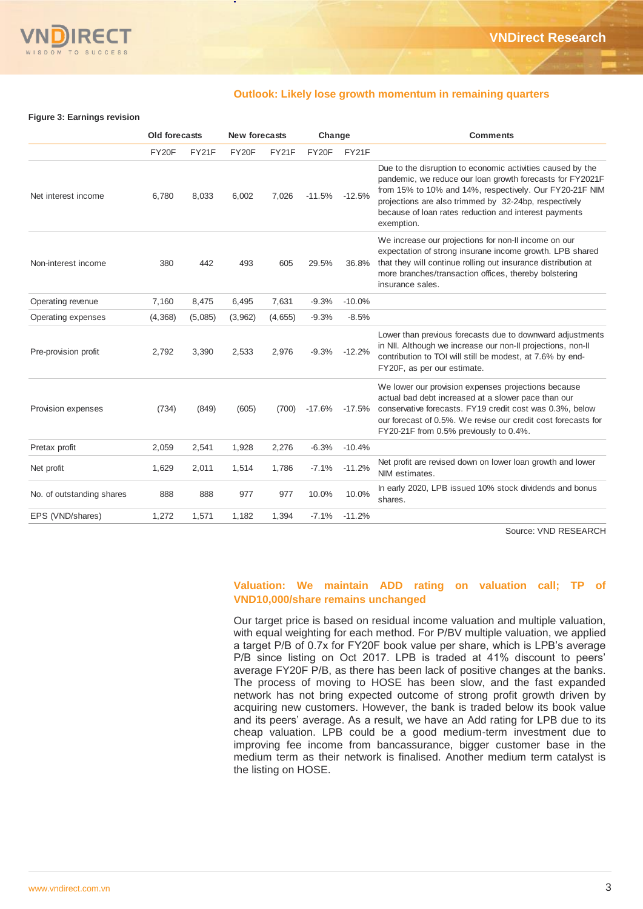## Outlook: Likely lose growth momentum in remaining quarters

**Figure 3: Earnings revision**

| | Old forecasts | | New forecasts | | Change | | Comments |
|---|---|---|---|---|---|---|---|
| | FY20F | FY21F | FY20F | FY21F | FY20F | FY21F | |
| Net interest income | 6,780 | 8,033 | 6,002 | 7,026 | -11.5% | -12.5% | Due to the disruption to economic activities caused by the pandemic, we reduce our loan growth forecasts for FY2021F from 15% to 10% and 14%, respectively. Our FY20-21F NIM projections are also trimmed by 32-24bp, respectively because of loan rates reduction and interest payments exemption. |
| Non-interest income | 380 | 442 | 493 | 605 | 29.5% | 36.8% | We increase our projections for non-II income on our expectation of strong insurane income growth. LPB shared that they will continue rolling out insurance distribution at more branches/transaction offices, thereby bolstering insurance sales. |
| Operating revenue | 7,160 | 8,475 | 6,495 | 7,631 | -9.3% | -10.0% | |
| Operating expenses | (4,368) | (5,085) | (3,962) | (4,655) | -9.3% | -8.5% | |
| Pre-provision profit | 2,792 | 3,390 | 2,533 | 2,976 | -9.3% | -12.2% | Lower than previous forecasts due to downward adjustments in NII. Although we increase our non-II projections, non-II contribution to TOI will still be modest, at 7.6% by end-FY20F, as per our estimate. |
| Provision expenses | (734) | (849) | (605) | (700) | -17.6% | -17.5% | We lower our provision expenses projections because actual bad debt increased at a slower pace than our conservative forecasts. FY19 credit cost was 0.3%, below our forecast of 0.5%. We revise our credit cost forecasts for FY20-21F from 0.5% previously to 0.4%. |
| Pretax profit | 2,059 | 2,541 | 1,928 | 2,276 | -6.3% | -10.4% | |
| Net profit | 1,629 | 2,011 | 1,514 | 1,786 | -7.1% | -11.2% | Net profit are revised down on lower loan growth and lower NIM estimates. |
| No. of outstanding shares | 888 | 888 | 977 | 977 | 10.0% | 10.0% | In early 2020, LPB issued 10% stock dividends and bonus shares. |
| EPS (VND/shares) | 1,272 | 1,571 | 1,182 | 1,394 | -7.1% | -11.2% | |

Source: VND RESEARCH

## Valuation: We maintain ADD rating on valuation call; TP of VND10,000/share remains unchanged

Our target price is based on residual income valuation and multiple valuation, with equal weighting for each method. For P/BV multiple valuation, we applied a target P/B of 0.7x for FY20F book value per share, which is LPB's average P/B since listing on Oct 2017. LPB is traded at 41% discount to peers' average FY20F P/B, as there has been lack of positive changes at the banks. The process of moving to HOSE has been slow, and the fast expanded network has not bring expected outcome of strong profit growth driven by acquiring new customers. However, the bank is traded below its book value and its peers' average. As a result, we have an Add rating for LPB due to its cheap valuation. LPB could be a good medium-term investment due to improving fee income from bancassurance, bigger customer base in the medium term as their network is finalised. Another medium term catalyst is the listing on HOSE.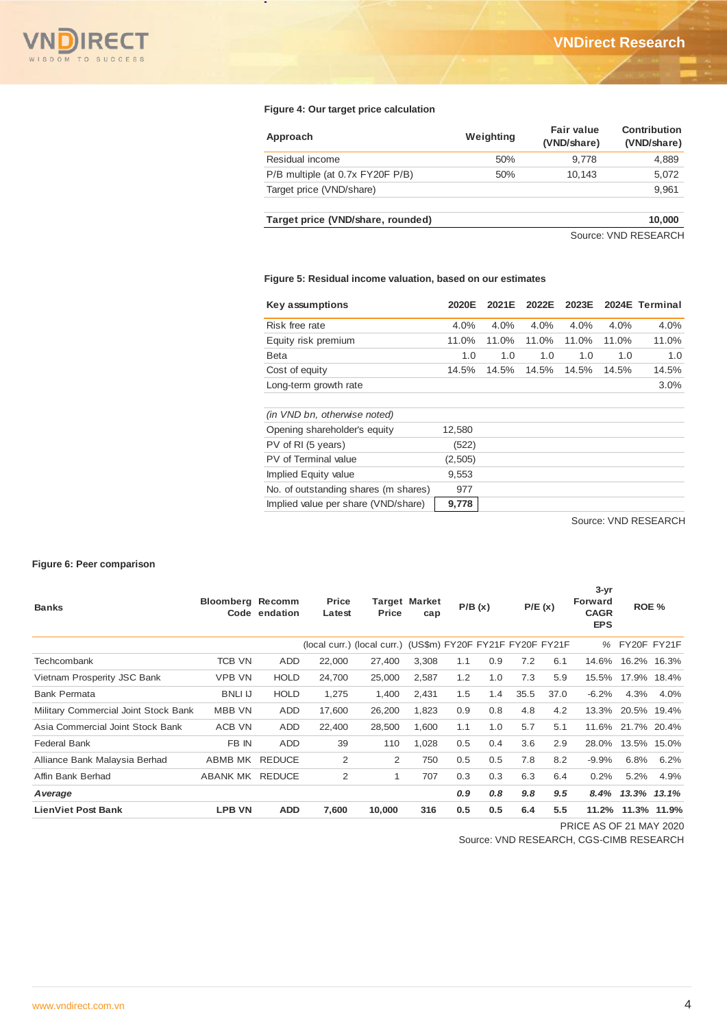**Figure 4: Our target price calculation**

| Approach | Weighting | Fair value (VND/share) | Contribution (VND/share) |
|---|---|---|---|
| Residual income | 50% | 9,778 | 4,889 |
| P/B multiple (at 0.7x FY20F P/B) | 50% | 10,143 | 5,072 |
| Target price (VND/share) | | | 9,961 |
| | | | |
| **Target price (VND/share, rounded)** | | | **10,000** |

Source: VND RESEARCH

**Figure 5: Residual income valuation, based on our estimates**

| Key assumptions | 2020E | 2021E | 2022E | 2023E | 2024E | Terminal |
|---|---|---|---|---|---|---|
| Risk free rate | 4.0% | 4.0% | 4.0% | 4.0% | 4.0% | 4.0% |
| Equity risk premium | 11.0% | 11.0% | 11.0% | 11.0% | 11.0% | 11.0% |
| Beta | 1.0 | 1.0 | 1.0 | 1.0 | 1.0 | 1.0 |
| Cost of equity | 14.5% | 14.5% | 14.5% | 14.5% | 14.5% | 14.5% |
| Long-term growth rate | | | | | | 3.0% |

| *(in VND bn, otherwise noted)* | |
|---|---|
| Opening shareholder's equity | 12,580 |
| PV of RI (5 years) | (522) |
| PV of Terminal value | (2,505) |
| Implied Equity value | 9,553 |
| No. of outstanding shares (m shares) | 977 |
| Implied value per share (VND/share) | **9,778** |

Source: VND RESEARCH

**Figure 6: Peer comparison**

| Banks | Bloomberg Code | Recommendation | Price Latest | Target Price | Market cap | P/B (x) | | P/E (x) | | 3-yr Forward CAGR EPS | ROE % | |
|---|---|---|---|---|---|---|---|---|---|---|---|---|
| | | | (local curr.) | (local curr.) | (US$m) | FY20F | FY21F | FY20F | FY21F | % | FY20F | FY21F |
| Techcombank | TCB VN | ADD | 22,000 | 27,400 | 3,308 | 1.1 | 0.9 | 7.2 | 6.1 | 14.6% | 16.2% | 16.3% |
| Vietnam Prosperity JSC Bank | VPB VN | HOLD | 24,700 | 25,000 | 2,587 | 1.2 | 1.0 | 7.3 | 5.9 | 15.5% | 17.9% | 18.4% |
| Bank Permata | BNLI IJ | HOLD | 1,275 | 1,400 | 2,431 | 1.5 | 1.4 | 35.5 | 37.0 | -6.2% | 4.3% | 4.0% |
| Military Commercial Joint Stock Bank | MBB VN | ADD | 17,600 | 26,200 | 1,823 | 0.9 | 0.8 | 4.8 | 4.2 | 13.3% | 20.5% | 19.4% |
| Asia Commercial Joint Stock Bank | ACB VN | ADD | 22,400 | 28,500 | 1,600 | 1.1 | 1.0 | 5.7 | 5.1 | 11.6% | 21.7% | 20.4% |
| Federal Bank | FB IN | ADD | 39 | 110 | 1,028 | 0.5 | 0.4 | 3.6 | 2.9 | 28.0% | 13.5% | 15.0% |
| Alliance Bank Malaysia Berhad | ABMB MK | REDUCE | 2 | 2 | 750 | 0.5 | 0.5 | 7.8 | 8.2 | -9.9% | 6.8% | 6.2% |
| Affin Bank Berhad | ABANK MK | REDUCE | 2 | 1 | 707 | 0.3 | 0.3 | 6.3 | 6.4 | 0.2% | 5.2% | 4.9% |
| ***Average*** | | | | | | ***0.9*** | ***0.8*** | ***9.8*** | ***9.5*** | ***8.4%*** | ***13.3%*** | ***13.1%*** |
| **LienViet Post Bank** | **LPB VN** | **ADD** | **7,600** | **10,000** | **316** | **0.5** | **0.5** | **6.4** | **5.5** | **11.2%** | **11.3%** | **11.9%** |

PRICE AS OF 21 MAY 2020

Source: VND RESEARCH, CGS-CIMB RESEARCH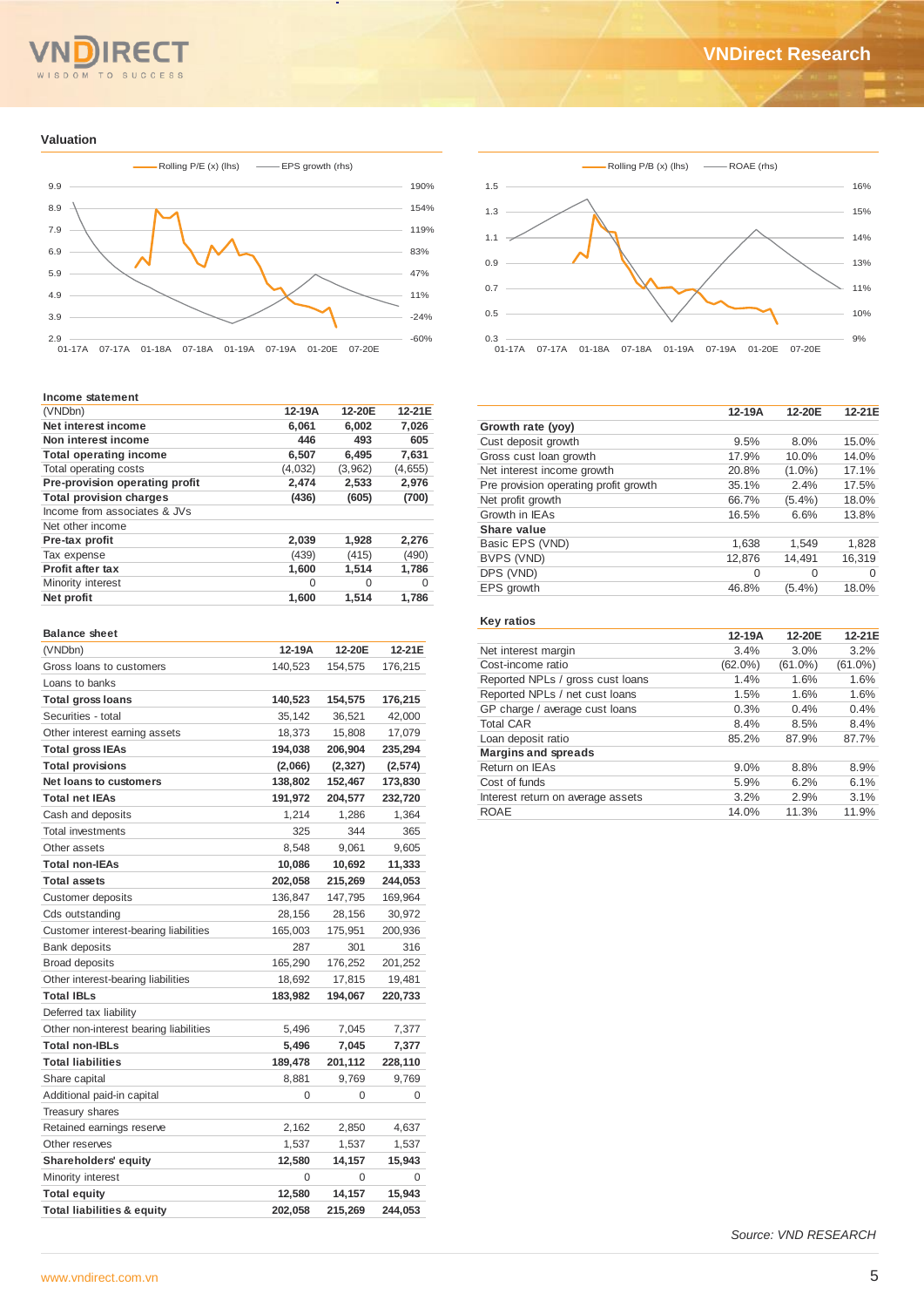### Valuation

Rolling P/E (x) (lhs) — EPS growth (rhs)

Rolling P/B (x) (lhs) — ROAE (rhs)

**Income statement**

| (VNDbn) | 12-19A | 12-20E | 12-21E |
|---|---|---|---|
| **Net interest income** | **6,061** | **6,002** | **7,026** |
| **Non interest income** | **446** | **493** | **605** |
| **Total operating income** | **6,507** | **6,495** | **7,631** |
| Total operating costs | (4,032) | (3,962) | (4,655) |
| **Pre-provision operating profit** | **2,474** | **2,533** | **2,976** |
| **Total provision charges** | **(436)** | **(605)** | **(700)** |
| Income from associates & JVs | | | |
| Net other income | | | |
| **Pre-tax profit** | **2,039** | **1,928** | **2,276** |
| Tax expense | (439) | (415) | (490) |
| **Profit after tax** | **1,600** | **1,514** | **1,786** |
| Minority interest | 0 | 0 | 0 |
| **Net profit** | **1,600** | **1,514** | **1,786** |

| | 12-19A | 12-20E | 12-21E |
|---|---|---|---|
| **Growth rate (yoy)** | | | |
| Cust deposit growth | 9.5% | 8.0% | 15.0% |
| Gross cust loan growth | 17.9% | 10.0% | 14.0% |
| Net interest income growth | 20.8% | (1.0%) | 17.1% |
| Pre provision operating profit growth | 35.1% | 2.4% | 17.5% |
| Net profit growth | 66.7% | (5.4%) | 18.0% |
| Growth in IEAs | 16.5% | 6.6% | 13.8% |
| **Share value** | | | |
| Basic EPS (VND) | 1,638 | 1,549 | 1,828 |
| BVPS (VND) | 12,876 | 14,491 | 16,319 |
| DPS (VND) | 0 | 0 | 0 |
| EPS growth | 46.8% | (5.4%) | 18.0% |

**Balance sheet**

| (VNDbn) | 12-19A | 12-20E | 12-21E |
|---|---|---|---|
| Gross loans to customers | 140,523 | 154,575 | 176,215 |
| Loans to banks | | | |
| **Total gross loans** | **140,523** | **154,575** | **176,215** |
| Securities - total | 35,142 | 36,521 | 42,000 |
| Other interest earning assets | 18,373 | 15,808 | 17,079 |
| **Total gross IEAs** | **194,038** | **206,904** | **235,294** |
| **Total provisions** | **(2,066)** | **(2,327)** | **(2,574)** |
| **Net loans to customers** | **138,802** | **152,467** | **173,830** |
| **Total net IEAs** | **191,972** | **204,577** | **232,720** |
| Cash and deposits | 1,214 | 1,286 | 1,364 |
| Total investments | 325 | 344 | 365 |
| Other assets | 8,548 | 9,061 | 9,605 |
| **Total non-IEAs** | **10,086** | **10,692** | **11,333** |
| **Total assets** | **202,058** | **215,269** | **244,053** |
| Customer deposits | 136,847 | 147,795 | 169,964 |
| Cds outstanding | 28,156 | 28,156 | 30,972 |
| Customer interest-bearing liabilities | 165,003 | 175,951 | 200,936 |
| Bank deposits | 287 | 301 | 316 |
| Broad deposits | 165,290 | 176,252 | 201,252 |
| Other interest-bearing liabilities | 18,692 | 17,815 | 19,481 |
| **Total IBLs** | **183,982** | **194,067** | **220,733** |
| Deferred tax liability | | | |
| Other non-interest bearing liabilities | 5,496 | 7,045 | 7,377 |
| **Total non-IBLs** | **5,496** | **7,045** | **7,377** |
| **Total liabilities** | **189,478** | **201,112** | **228,110** |
| Share capital | 8,881 | 9,769 | 9,769 |
| Additional paid-in capital | 0 | 0 | 0 |
| Treasury shares | | | |
| Retained earnings reserve | 2,162 | 2,850 | 4,637 |
| Other reserves | 1,537 | 1,537 | 1,537 |
| **Shareholders' equity** | **12,580** | **14,157** | **15,943** |
| Minority interest | 0 | 0 | 0 |
| **Total equity** | **12,580** | **14,157** | **15,943** |
| **Total liabilities & equity** | **202,058** | **215,269** | **244,053** |

**Key ratios**

| | 12-19A | 12-20E | 12-21E |
|---|---|---|---|
| Net interest margin | 3.4% | 3.0% | 3.2% |
| Cost-income ratio | (62.0%) | (61.0%) | (61.0%) |
| Reported NPLs / gross cust loans | 1.4% | 1.6% | 1.6% |
| Reported NPLs / net cust loans | 1.5% | 1.6% | 1.6% |
| GP charge / average cust loans | 0.3% | 0.4% | 0.4% |
| Total CAR | 8.4% | 8.5% | 8.4% |
| Loan deposit ratio | 85.2% | 87.9% | 87.7% |
| **Margins and spreads** | | | |
| Return on IEAs | 9.0% | 8.8% | 8.9% |
| Cost of funds | 5.9% | 6.2% | 6.1% |
| Interest return on average assets | 3.2% | 2.9% | 3.1% |
| ROAE | 14.0% | 11.3% | 11.9% |

*Source: VND RESEARCH*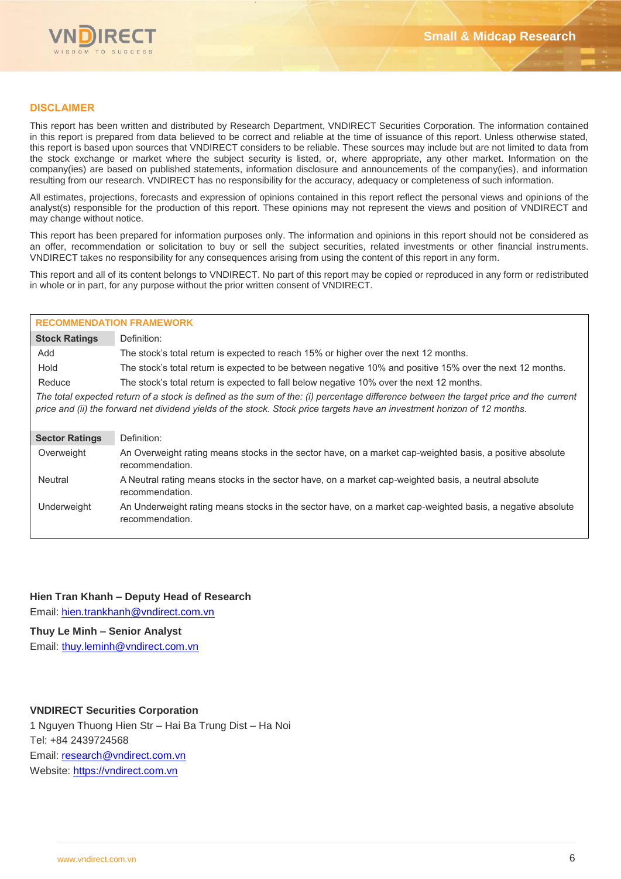## DISCLAIMER

This report has been written and distributed by Research Department, VNDIRECT Securities Corporation. The information contained in this report is prepared from data believed to be correct and reliable at the time of issuance of this report. Unless otherwise stated, this report is based upon sources that VNDIRECT considers to be reliable. These sources may include but are not limited to data from the stock exchange or market where the subject security is listed, or, where appropriate, any other market. Information on the company(ies) are based on published statements, information disclosure and announcements of the company(ies), and information resulting from our research. VNDIRECT has no responsibility for the accuracy, adequacy or completeness of such information.

All estimates, projections, forecasts and expression of opinions contained in this report reflect the personal views and opinions of the analyst(s) responsible for the production of this report. These opinions may not represent the views and position of VNDIRECT and may change without notice.

This report has been prepared for information purposes only. The information and opinions in this report should not be considered as an offer, recommendation or solicitation to buy or sell the subject securities, related investments or other financial instruments. VNDIRECT takes no responsibility for any consequences arising from using the content of this report in any form.

This report and all of its content belongs to VNDIRECT. No part of this report may be copied or reproduced in any form or redistributed in whole or in part, for any purpose without the prior written consent of VNDIRECT.

### RECOMMENDATION FRAMEWORK

| Stock Ratings | Definition: |
|---|---|
| Add | The stock's total return is expected to reach 15% or higher over the next 12 months. |
| Hold | The stock's total return is expected to be between negative 10% and positive 15% over the next 12 months. |
| Reduce | The stock's total return is expected to fall below negative 10% over the next 12 months. |

*The total expected return of a stock is defined as the sum of the: (i) percentage difference between the target price and the current price and (ii) the forward net dividend yields of the stock. Stock price targets have an investment horizon of 12 months.*

| Sector Ratings | Definition: |
|---|---|
| Overweight | An Overweight rating means stocks in the sector have, on a market cap-weighted basis, a positive absolute recommendation. |
| Neutral | A Neutral rating means stocks in the sector have, on a market cap-weighted basis, a neutral absolute recommendation. |
| Underweight | An Underweight rating means stocks in the sector have, on a market cap-weighted basis, a negative absolute recommendation. |

**Hien Tran Khanh – Deputy Head of Research**
Email: hien.trankhanh@vndirect.com.vn

**Thuy Le Minh – Senior Analyst**
Email: thuy.leminh@vndirect.com.vn

**VNDIRECT Securities Corporation**
1 Nguyen Thuong Hien Str – Hai Ba Trung Dist – Ha Noi
Tel: +84 2439724568
Email: research@vndirect.com.vn
Website: https://vndirect.com.vn